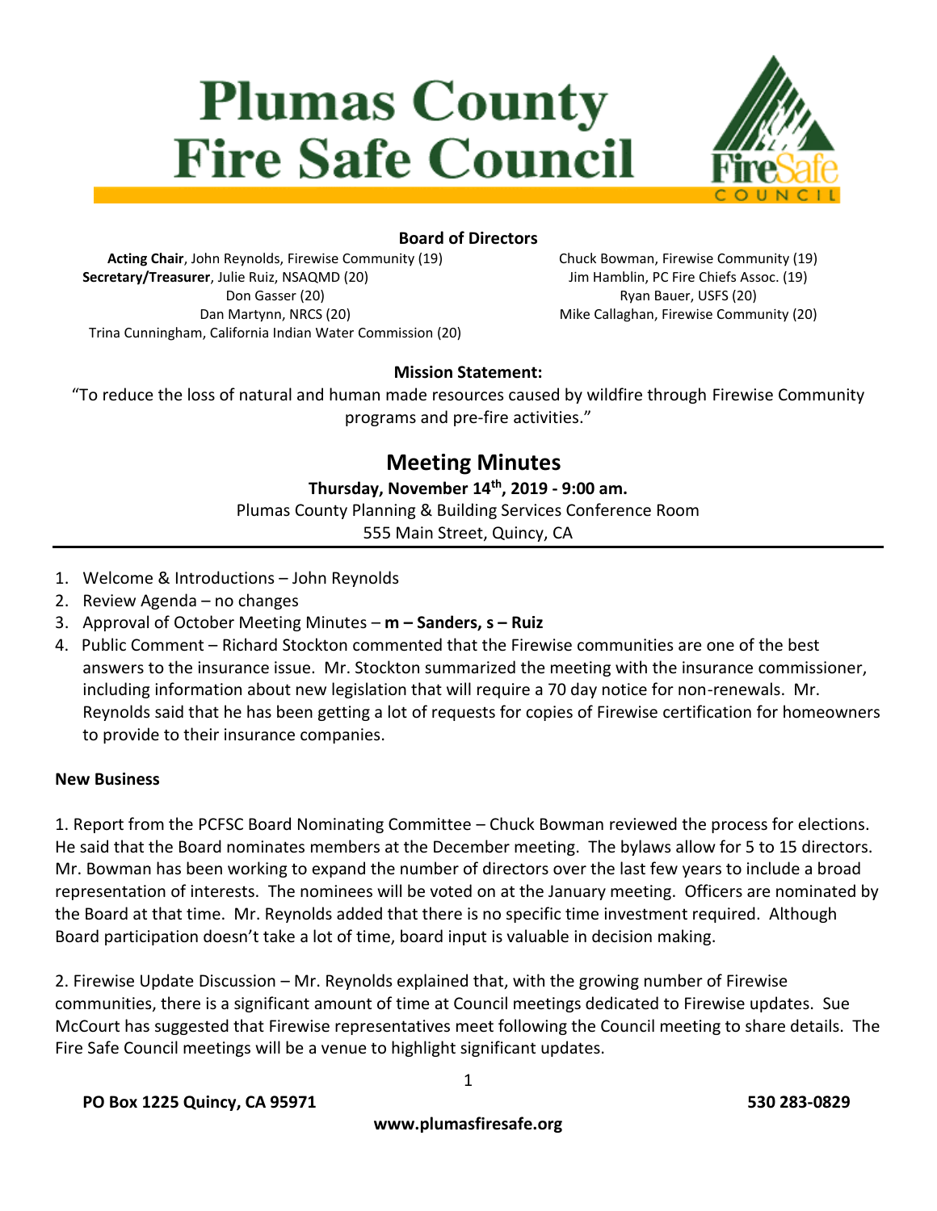# Plumas County Fire Safe Council

### Board of Directors

**Acting Chair**, John Reynolds, Firewise Community (19)
**Secretary/Treasurer**, Julie Ruiz, NSAQMD (20)
Don Gasser (20)
Dan Martynn, NRCS (20)
Trina Cunningham, California Indian Water Commission (20)
Chuck Bowman, Firewise Community (19)
Jim Hamblin, PC Fire Chiefs Assoc. (19)
Ryan Bauer, USFS (20)
Mike Callaghan, Firewise Community (20)

**Mission Statement:**

"To reduce the loss of natural and human made resources caused by wildfire through Firewise Community programs and pre-fire activities."

## Meeting Minutes

**Thursday, November 14th, 2019 - 9:00 am.**
Plumas County Planning & Building Services Conference Room
555 Main Street, Quincy, CA

1. Welcome & Introductions – John Reynolds
2. Review Agenda – no changes
3. Approval of October Meeting Minutes – **m – Sanders, s – Ruiz**
4. Public Comment – Richard Stockton commented that the Firewise communities are one of the best answers to the insurance issue. Mr. Stockton summarized the meeting with the insurance commissioner, including information about new legislation that will require a 70 day notice for non-renewals. Mr. Reynolds said that he has been getting a lot of requests for copies of Firewise certification for homeowners to provide to their insurance companies.

**New Business**

1. Report from the PCFSC Board Nominating Committee – Chuck Bowman reviewed the process for elections. He said that the Board nominates members at the December meeting. The bylaws allow for 5 to 15 directors. Mr. Bowman has been working to expand the number of directors over the last few years to include a broad representation of interests. The nominees will be voted on at the January meeting. Officers are nominated by the Board at that time. Mr. Reynolds added that there is no specific time investment required. Although Board participation doesn't take a lot of time, board input is valuable in decision making.

2. Firewise Update Discussion – Mr. Reynolds explained that, with the growing number of Firewise communities, there is a significant amount of time at Council meetings dedicated to Firewise updates. Sue McCourt has suggested that Firewise representatives meet following the Council meeting to share details. The Fire Safe Council meetings will be a venue to highlight significant updates.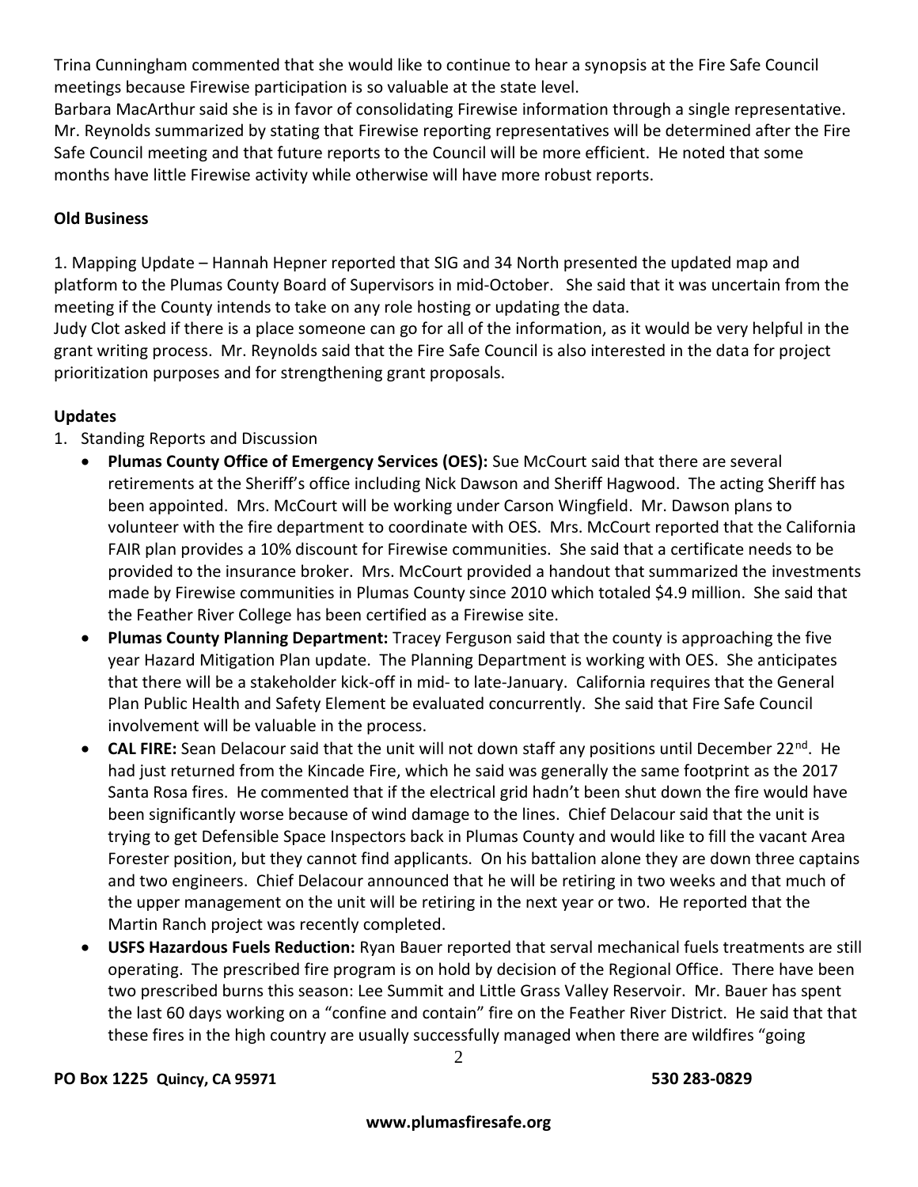Trina Cunningham commented that she would like to continue to hear a synopsis at the Fire Safe Council meetings because Firewise participation is so valuable at the state level.
Barbara MacArthur said she is in favor of consolidating Firewise information through a single representative. Mr. Reynolds summarized by stating that Firewise reporting representatives will be determined after the Fire Safe Council meeting and that future reports to the Council will be more efficient. He noted that some months have little Firewise activity while otherwise will have more robust reports.

**Old Business**

1. Mapping Update – Hannah Hepner reported that SIG and 34 North presented the updated map and platform to the Plumas County Board of Supervisors in mid-October. She said that it was uncertain from the meeting if the County intends to take on any role hosting or updating the data.
Judy Clot asked if there is a place someone can go for all of the information, as it would be very helpful in the grant writing process. Mr. Reynolds said that the Fire Safe Council is also interested in the data for project prioritization purposes and for strengthening grant proposals.

**Updates**

1. Standing Reports and Discussion
   - **Plumas County Office of Emergency Services (OES):** Sue McCourt said that there are several retirements at the Sheriff's office including Nick Dawson and Sheriff Hagwood. The acting Sheriff has been appointed. Mrs. McCourt will be working under Carson Wingfield. Mr. Dawson plans to volunteer with the fire department to coordinate with OES. Mrs. McCourt reported that the California FAIR plan provides a 10% discount for Firewise communities. She said that a certificate needs to be provided to the insurance broker. Mrs. McCourt provided a handout that summarized the investments made by Firewise communities in Plumas County since 2010 which totaled $4.9 million. She said that the Feather River College has been certified as a Firewise site.
   - **Plumas County Planning Department:** Tracey Ferguson said that the county is approaching the five year Hazard Mitigation Plan update. The Planning Department is working with OES. She anticipates that there will be a stakeholder kick-off in mid- to late-January. California requires that the General Plan Public Health and Safety Element be evaluated concurrently. She said that Fire Safe Council involvement will be valuable in the process.
   - **CAL FIRE:** Sean Delacour said that the unit will not down staff any positions until December 22nd. He had just returned from the Kincade Fire, which he said was generally the same footprint as the 2017 Santa Rosa fires. He commented that if the electrical grid hadn't been shut down the fire would have been significantly worse because of wind damage to the lines. Chief Delacour said that the unit is trying to get Defensible Space Inspectors back in Plumas County and would like to fill the vacant Area Forester position, but they cannot find applicants. On his battalion alone they are down three captains and two engineers. Chief Delacour announced that he will be retiring in two weeks and that much of the upper management on the unit will be retiring in the next year or two. He reported that the Martin Ranch project was recently completed.
   - **USFS Hazardous Fuels Reduction:** Ryan Bauer reported that serval mechanical fuels treatments are still operating. The prescribed fire program is on hold by decision of the Regional Office. There have been two prescribed burns this season: Lee Summit and Little Grass Valley Reservoir. Mr. Bauer has spent the last 60 days working on a "confine and contain" fire on the Feather River District. He said that that these fires in the high country are usually successfully managed when there are wildfires "going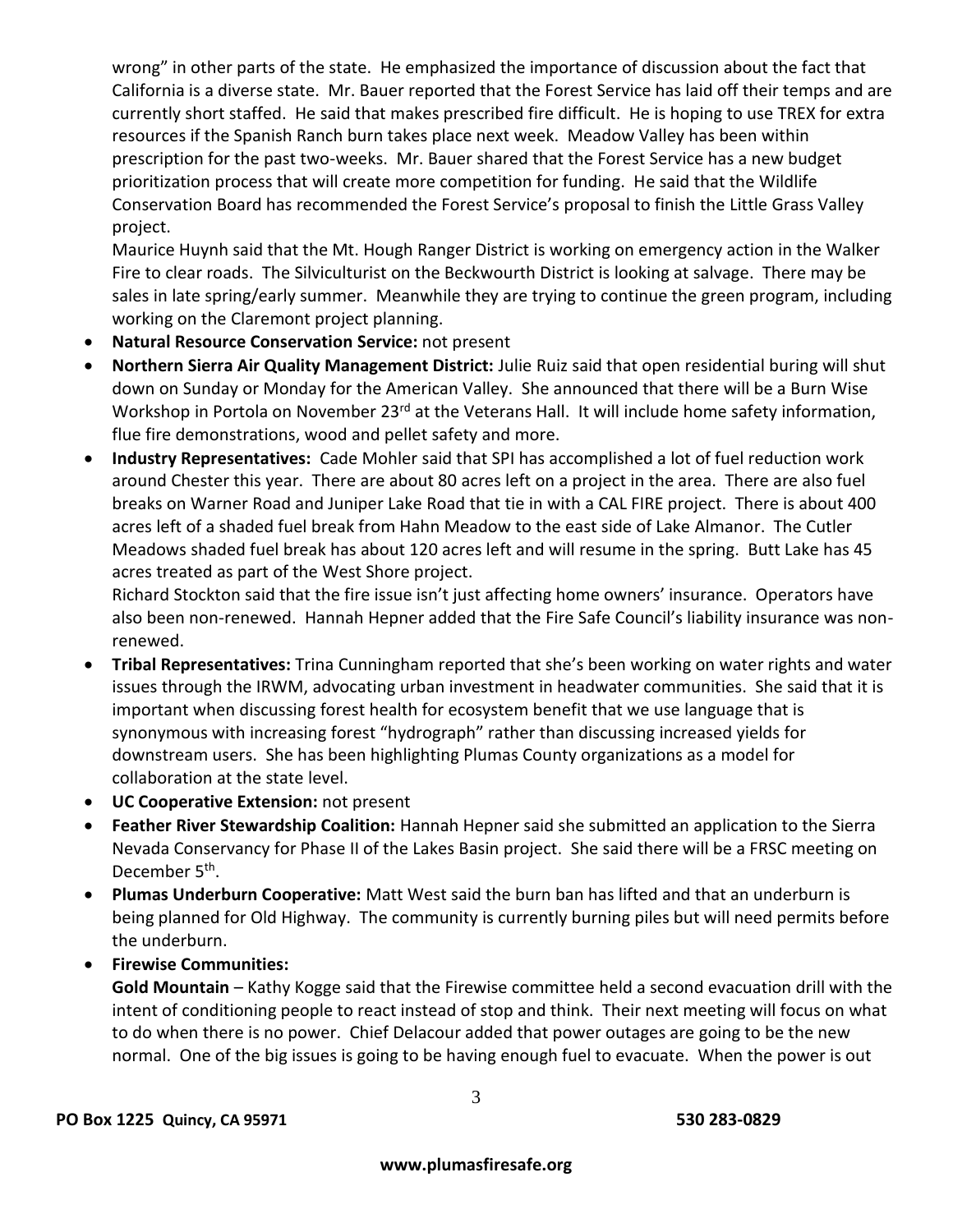wrong" in other parts of the state. He emphasized the importance of discussion about the fact that California is a diverse state. Mr. Bauer reported that the Forest Service has laid off their temps and are currently short staffed. He said that makes prescribed fire difficult. He is hoping to use TREX for extra resources if the Spanish Ranch burn takes place next week. Meadow Valley has been within prescription for the past two-weeks. Mr. Bauer shared that the Forest Service has a new budget prioritization process that will create more competition for funding. He said that the Wildlife Conservation Board has recommended the Forest Service's proposal to finish the Little Grass Valley project.

Maurice Huynh said that the Mt. Hough Ranger District is working on emergency action in the Walker Fire to clear roads. The Silviculturist on the Beckwourth District is looking at salvage. There may be sales in late spring/early summer. Meanwhile they are trying to continue the green program, including working on the Claremont project planning.

- **Natural Resource Conservation Service:** not present
- **Northern Sierra Air Quality Management District:** Julie Ruiz said that open residential buring will shut down on Sunday or Monday for the American Valley. She announced that there will be a Burn Wise Workshop in Portola on November 23rd at the Veterans Hall. It will include home safety information, flue fire demonstrations, wood and pellet safety and more.
- **Industry Representatives:** Cade Mohler said that SPI has accomplished a lot of fuel reduction work around Chester this year. There are about 80 acres left on a project in the area. There are also fuel breaks on Warner Road and Juniper Lake Road that tie in with a CAL FIRE project. There is about 400 acres left of a shaded fuel break from Hahn Meadow to the east side of Lake Almanor. The Cutler Meadows shaded fuel break has about 120 acres left and will resume in the spring. Butt Lake has 45 acres treated as part of the West Shore project.

  Richard Stockton said that the fire issue isn't just affecting home owners' insurance. Operators have also been non-renewed. Hannah Hepner added that the Fire Safe Council's liability insurance was non-renewed.
- **Tribal Representatives:** Trina Cunningham reported that she's been working on water rights and water issues through the IRWM, advocating urban investment in headwater communities. She said that it is important when discussing forest health for ecosystem benefit that we use language that is synonymous with increasing forest "hydrograph" rather than discussing increased yields for downstream users. She has been highlighting Plumas County organizations as a model for collaboration at the state level.
- **UC Cooperative Extension:** not present
- **Feather River Stewardship Coalition:** Hannah Hepner said she submitted an application to the Sierra Nevada Conservancy for Phase II of the Lakes Basin project. She said there will be a FRSC meeting on December 5th.
- **Plumas Underburn Cooperative:** Matt West said the burn ban has lifted and that an underburn is being planned for Old Highway. The community is currently burning piles but will need permits before the underburn.
- **Firewise Communities:**

  **Gold Mountain** – Kathy Kogge said that the Firewise committee held a second evacuation drill with the intent of conditioning people to react instead of stop and think. Their next meeting will focus on what to do when there is no power. Chief Delacour added that power outages are going to be the new normal. One of the big issues is going to be having enough fuel to evacuate. When the power is out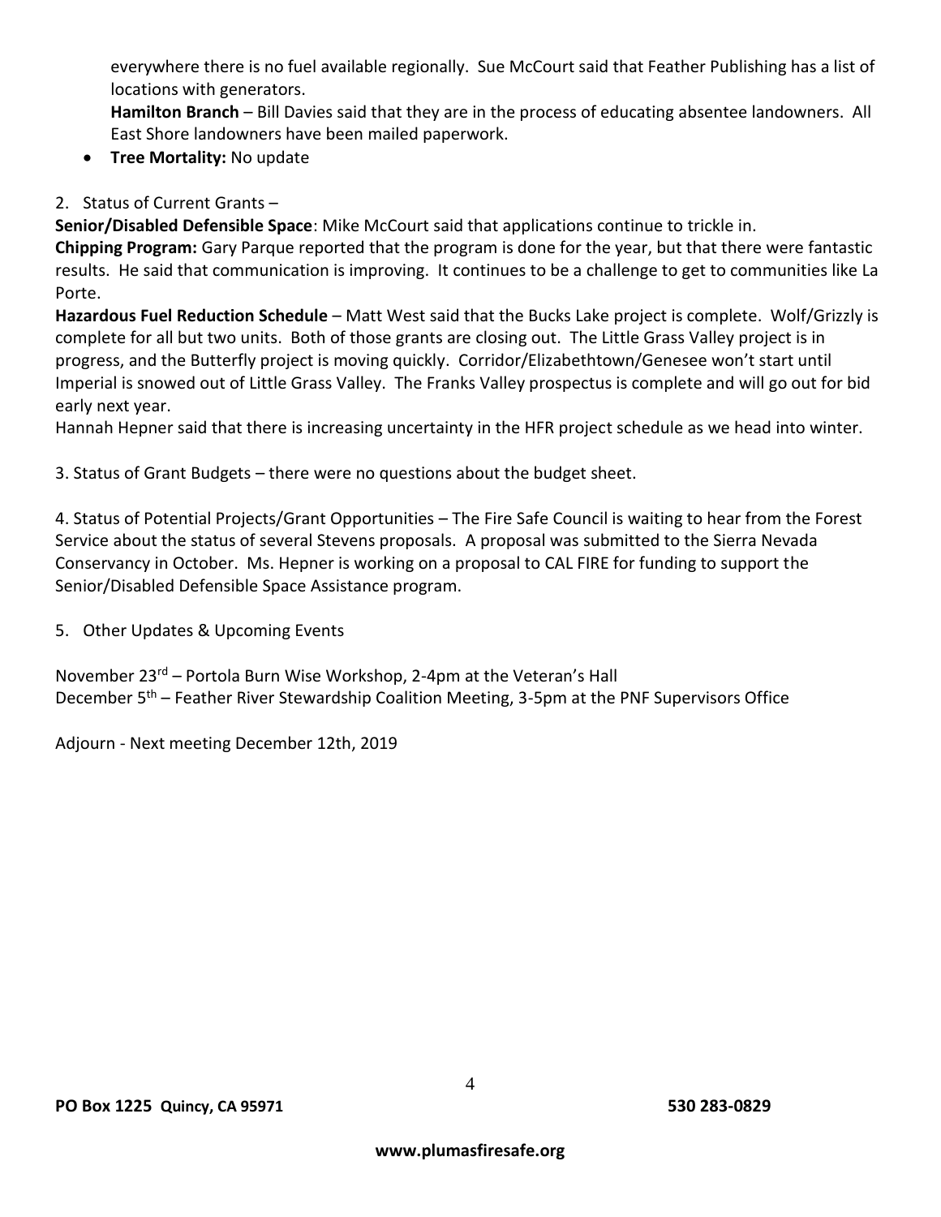everywhere there is no fuel available regionally. Sue McCourt said that Feather Publishing has a list of locations with generators.

**Hamilton Branch** – Bill Davies said that they are in the process of educating absentee landowners. All East Shore landowners have been mailed paperwork.

- **Tree Mortality:** No update

2. Status of Current Grants –

**Senior/Disabled Defensible Space**: Mike McCourt said that applications continue to trickle in.

**Chipping Program:** Gary Parque reported that the program is done for the year, but that there were fantastic results. He said that communication is improving. It continues to be a challenge to get to communities like La Porte.

**Hazardous Fuel Reduction Schedule** – Matt West said that the Bucks Lake project is complete. Wolf/Grizzly is complete for all but two units. Both of those grants are closing out. The Little Grass Valley project is in progress, and the Butterfly project is moving quickly. Corridor/Elizabethtown/Genesee won't start until Imperial is snowed out of Little Grass Valley. The Franks Valley prospectus is complete and will go out for bid early next year.

Hannah Hepner said that there is increasing uncertainty in the HFR project schedule as we head into winter.

3. Status of Grant Budgets – there were no questions about the budget sheet.

4. Status of Potential Projects/Grant Opportunities – The Fire Safe Council is waiting to hear from the Forest Service about the status of several Stevens proposals. A proposal was submitted to the Sierra Nevada Conservancy in October. Ms. Hepner is working on a proposal to CAL FIRE for funding to support the Senior/Disabled Defensible Space Assistance program.

5. Other Updates & Upcoming Events

November 23rd – Portola Burn Wise Workshop, 2-4pm at the Veteran's Hall
December 5th – Feather River Stewardship Coalition Meeting, 3-5pm at the PNF Supervisors Office

Adjourn - Next meeting December 12th, 2019